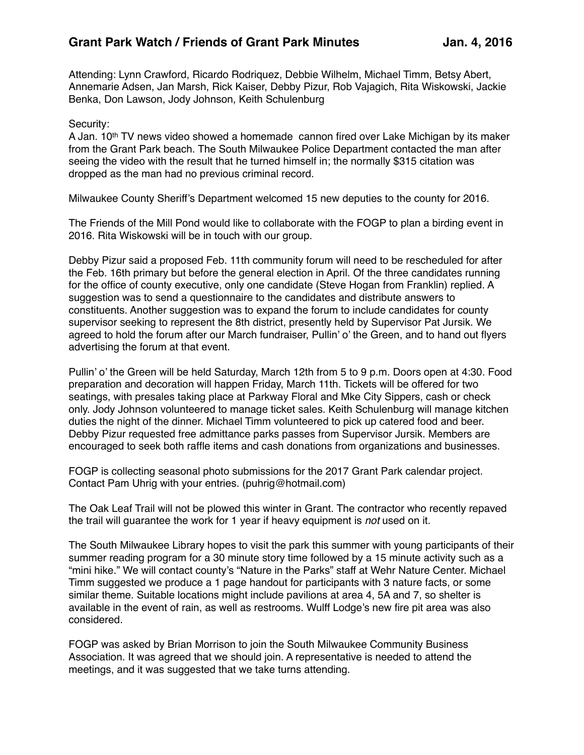# Grant Park Watch / Friends of Grant Park Minutes Jan. 4, 2016

Attending: Lynn Crawford, Ricardo Rodriquez, Debbie Wilhelm, Michael Timm, Betsy Abert, Annemarie Adsen, Jan Marsh, Rick Kaiser, Debby Pizur, Rob Vajagich, Rita Wiskowski, Jackie Benka, Don Lawson, Jody Johnson, Keith Schulenburg

Security:
A Jan. 10th TV news video showed a homemade cannon fired over Lake Michigan by its maker from the Grant Park beach. The South Milwaukee Police Department contacted the man after seeing the video with the result that he turned himself in; the normally $315 citation was dropped as the man had no previous criminal record.

Milwaukee County Sheriff's Department welcomed 15 new deputies to the county for 2016.

The Friends of the Mill Pond would like to collaborate with the FOGP to plan a birding event in 2016. Rita Wiskowski will be in touch with our group.

Debby Pizur said a proposed Feb. 11th community forum will need to be rescheduled for after the Feb. 16th primary but before the general election in April. Of the three candidates running for the office of county executive, only one candidate (Steve Hogan from Franklin) replied. A suggestion was to send a questionnaire to the candidates and distribute answers to constituents. Another suggestion was to expand the forum to include candidates for county supervisor seeking to represent the 8th district, presently held by Supervisor Pat Jursik. We agreed to hold the forum after our March fundraiser, Pullin' o' the Green, and to hand out flyers advertising the forum at that event.

Pullin' o' the Green will be held Saturday, March 12th from 5 to 9 p.m. Doors open at 4:30. Food preparation and decoration will happen Friday, March 11th. Tickets will be offered for two seatings, with presales taking place at Parkway Floral and Mke City Sippers, cash or check only. Jody Johnson volunteered to manage ticket sales. Keith Schulenburg will manage kitchen duties the night of the dinner. Michael Timm volunteered to pick up catered food and beer. Debby Pizur requested free admittance parks passes from Supervisor Jursik. Members are encouraged to seek both raffle items and cash donations from organizations and businesses.

FOGP is collecting seasonal photo submissions for the 2017 Grant Park calendar project. Contact Pam Uhrig with your entries. (puhrig@hotmail.com)

The Oak Leaf Trail will not be plowed this winter in Grant. The contractor who recently repaved the trail will guarantee the work for 1 year if heavy equipment is *not* used on it.

The South Milwaukee Library hopes to visit the park this summer with young participants of their summer reading program for a 30 minute story time followed by a 15 minute activity such as a "mini hike." We will contact county's "Nature in the Parks" staff at Wehr Nature Center. Michael Timm suggested we produce a 1 page handout for participants with 3 nature facts, or some similar theme. Suitable locations might include pavilions at area 4, 5A and 7, so shelter is available in the event of rain, as well as restrooms. Wulff Lodge's new fire pit area was also considered.

FOGP was asked by Brian Morrison to join the South Milwaukee Community Business Association. It was agreed that we should join. A representative is needed to attend the meetings, and it was suggested that we take turns attending.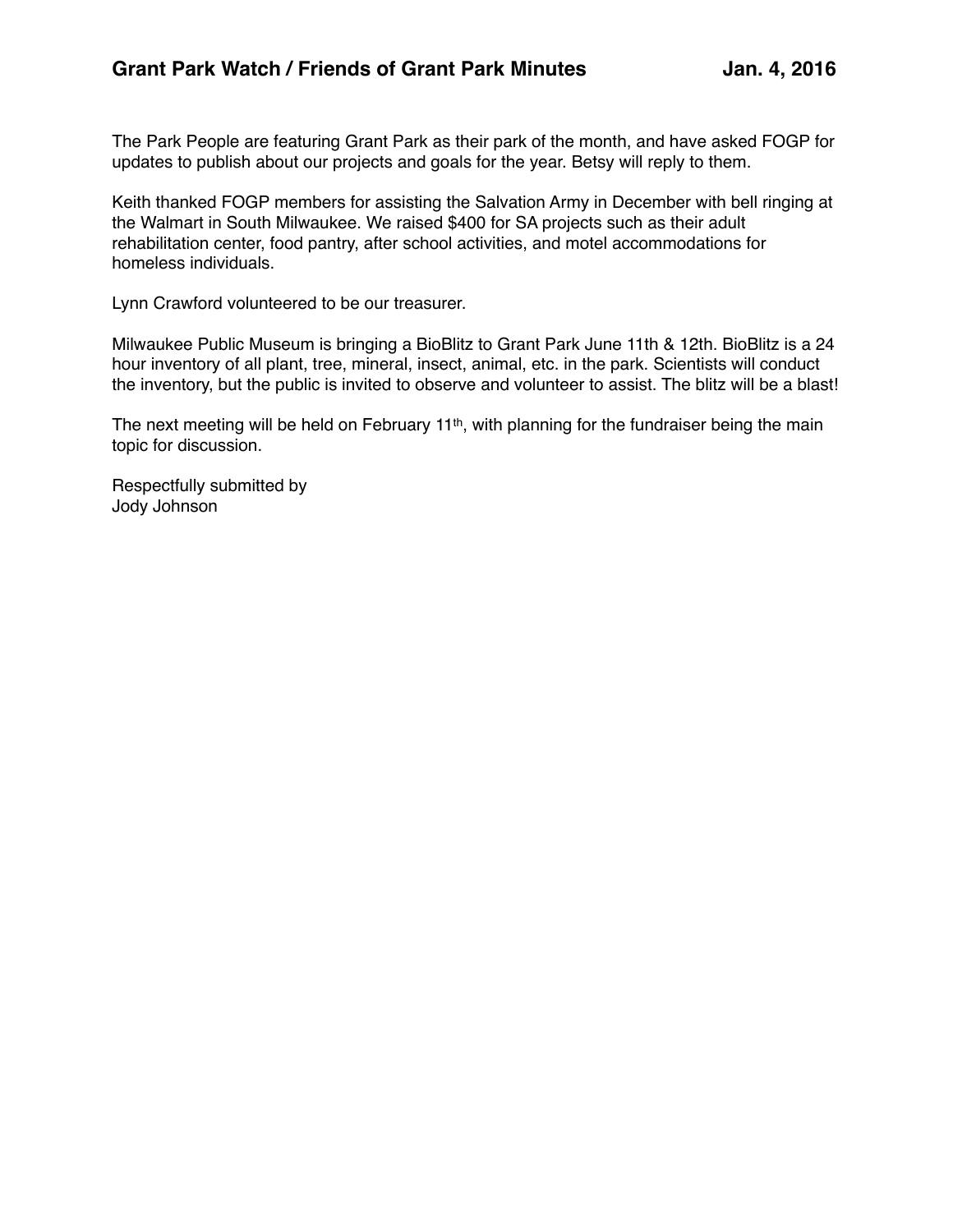## Grant Park Watch / Friends of Grant Park Minutes Jan. 4, 2016

The Park People are featuring Grant Park as their park of the month, and have asked FOGP for updates to publish about our projects and goals for the year. Betsy will reply to them.

Keith thanked FOGP members for assisting the Salvation Army in December with bell ringing at the Walmart in South Milwaukee. We raised $400 for SA projects such as their adult rehabilitation center, food pantry, after school activities, and motel accommodations for homeless individuals.

Lynn Crawford volunteered to be our treasurer.

Milwaukee Public Museum is bringing a BioBlitz to Grant Park June 11th & 12th. BioBlitz is a 24 hour inventory of all plant, tree, mineral, insect, animal, etc. in the park. Scientists will conduct the inventory, but the public is invited to observe and volunteer to assist. The blitz will be a blast!

The next meeting will be held on February 11th, with planning for the fundraiser being the main topic for discussion.

Respectfully submitted by
Jody Johnson